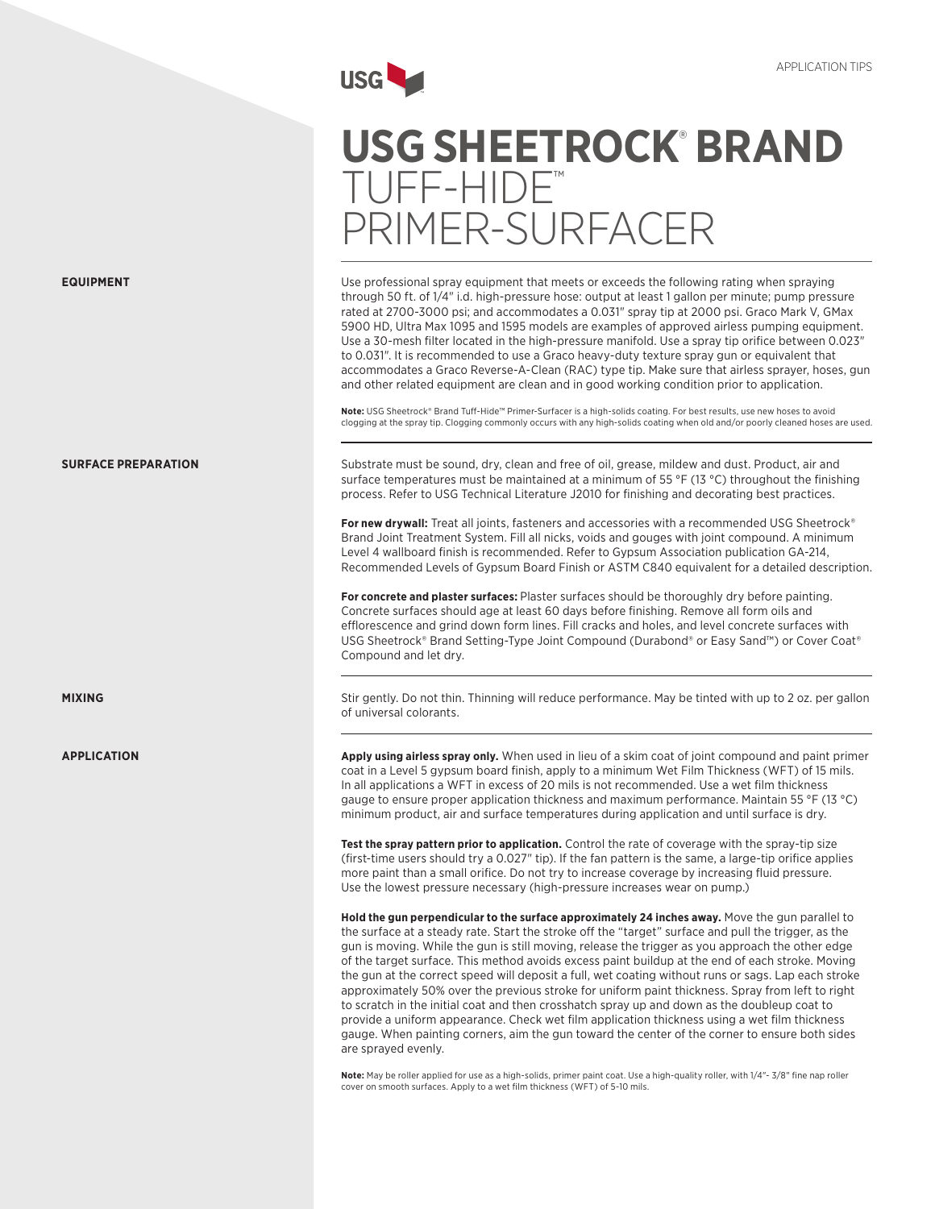APPLICATION TIPS

# USG SHEETROCK® BRAND TUFF-HIDE™ PRIMER-SURFACER

## EQUIPMENT

Use professional spray equipment that meets or exceeds the following rating when spraying through 50 ft. of 1/4" i.d. high-pressure hose: output at least 1 gallon per minute; pump pressure rated at 2700-3000 psi; and accommodates a 0.031" spray tip at 2000 psi. Graco Mark V, GMax 5900 HD, Ultra Max 1095 and 1595 models are examples of approved airless pumping equipment. Use a 30-mesh filter located in the high-pressure manifold. Use a spray tip orifice between 0.023" to 0.031". It is recommended to use a Graco heavy-duty texture spray gun or equivalent that accommodates a Graco Reverse-A-Clean (RAC) type tip. Make sure that airless sprayer, hoses, gun and other related equipment are clean and in good working condition prior to application.

**Note:** USG Sheetrock® Brand Tuff-Hide™ Primer-Surfacer is a high-solids coating. For best results, use new hoses to avoid clogging at the spray tip. Clogging commonly occurs with any high-solids coating when old and/or poorly cleaned hoses are used.

## SURFACE PREPARATION

Substrate must be sound, dry, clean and free of oil, grease, mildew and dust. Product, air and surface temperatures must be maintained at a minimum of 55 °F (13 °C) throughout the finishing process. Refer to USG Technical Literature J2010 for finishing and decorating best practices.

**For new drywall:** Treat all joints, fasteners and accessories with a recommended USG Sheetrock® Brand Joint Treatment System. Fill all nicks, voids and gouges with joint compound. A minimum Level 4 wallboard finish is recommended. Refer to Gypsum Association publication GA-214, Recommended Levels of Gypsum Board Finish or ASTM C840 equivalent for a detailed description.

**For concrete and plaster surfaces:** Plaster surfaces should be thoroughly dry before painting. Concrete surfaces should age at least 60 days before finishing. Remove all form oils and efflorescence and grind down form lines. Fill cracks and holes, and level concrete surfaces with USG Sheetrock® Brand Setting-Type Joint Compound (Durabond® or Easy Sand™) or Cover Coat® Compound and let dry.

## MIXING

Stir gently. Do not thin. Thinning will reduce performance. May be tinted with up to 2 oz. per gallon of universal colorants.

## APPLICATION

**Apply using airless spray only.** When used in lieu of a skim coat of joint compound and paint primer coat in a Level 5 gypsum board finish, apply to a minimum Wet Film Thickness (WFT) of 15 mils. In all applications a WFT in excess of 20 mils is not recommended. Use a wet film thickness gauge to ensure proper application thickness and maximum performance. Maintain 55 °F (13 °C) minimum product, air and surface temperatures during application and until surface is dry.

**Test the spray pattern prior to application.** Control the rate of coverage with the spray-tip size (first-time users should try a 0.027" tip). If the fan pattern is the same, a large-tip orifice applies more paint than a small orifice. Do not try to increase coverage by increasing fluid pressure. Use the lowest pressure necessary (high-pressure increases wear on pump.)

**Hold the gun perpendicular to the surface approximately 24 inches away.** Move the gun parallel to the surface at a steady rate. Start the stroke off the "target" surface and pull the trigger, as the gun is moving. While the gun is still moving, release the trigger as you approach the other edge of the target surface. This method avoids excess paint buildup at the end of each stroke. Moving the gun at the correct speed will deposit a full, wet coating without runs or sags. Lap each stroke approximately 50% over the previous stroke for uniform paint thickness. Spray from left to right to scratch in the initial coat and then crosshatch spray up and down as the doubleup coat to provide a uniform appearance. Check wet film application thickness using a wet film thickness gauge. When painting corners, aim the gun toward the center of the corner to ensure both sides are sprayed evenly.

**Note:** May be roller applied for use as a high-solids, primer paint coat. Use a high-quality roller, with 1/4"- 3/8" fine nap roller cover on smooth surfaces. Apply to a wet film thickness (WFT) of 5-10 mils.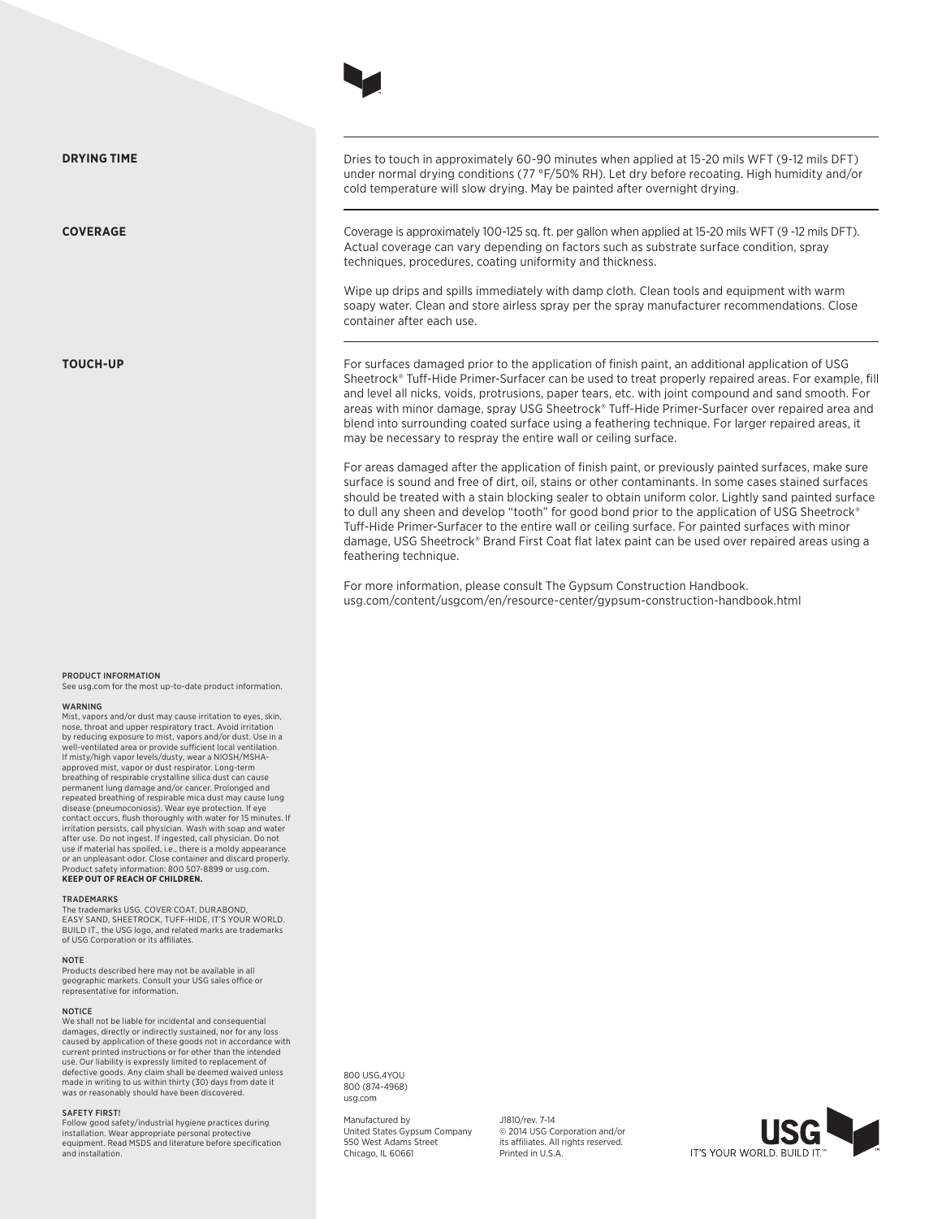## DRYING TIME

Dries to touch in approximately 60-90 minutes when applied at 15-20 mils WFT (9-12 mils DFT) under normal drying conditions (77 °F/50% RH). Let dry before recoating. High humidity and/or cold temperature will slow drying. May be painted after overnight drying.

## COVERAGE

Coverage is approximately 100-125 sq. ft. per gallon when applied at 15-20 mils WFT (9 -12 mils DFT). Actual coverage can vary depending on factors such as substrate surface condition, spray techniques, procedures, coating uniformity and thickness.

Wipe up drips and spills immediately with damp cloth. Clean tools and equipment with warm soapy water. Clean and store airless spray per the spray manufacturer recommendations. Close container after each use.

## TOUCH-UP

For surfaces damaged prior to the application of finish paint, an additional application of USG Sheetrock® Tuff-Hide Primer-Surfacer can be used to treat properly repaired areas. For example, fill and level all nicks, voids, protrusions, paper tears, etc. with joint compound and sand smooth. For areas with minor damage, spray USG Sheetrock® Tuff-Hide Primer-Surfacer over repaired area and blend into surrounding coated surface using a feathering technique. For larger repaired areas, it may be necessary to respray the entire wall or ceiling surface.

For areas damaged after the application of finish paint, or previously painted surfaces, make sure surface is sound and free of dirt, oil, stains or other contaminants. In some cases stained surfaces should be treated with a stain blocking sealer to obtain uniform color. Lightly sand painted surface to dull any sheen and develop "tooth" for good bond prior to the application of USG Sheetrock® Tuff-Hide Primer-Surfacer to the entire wall or ceiling surface. For painted surfaces with minor damage, USG Sheetrock® Brand First Coat flat latex paint can be used over repaired areas using a feathering technique.

For more information, please consult The Gypsum Construction Handbook.
usg.com/content/usgcom/en/resource-center/gypsum-construction-handbook.html

**PRODUCT INFORMATION**
See usg.com for the most up-to-date product information.

**WARNING**
Mist, vapors and/or dust may cause irritation to eyes, skin, nose, throat and upper respiratory tract. Avoid irritation by reducing exposure to mist, vapors and/or dust. Use in a well-ventilated area or provide sufficient local ventilation. If misty/high vapor levels/dusty, wear a NIOSH/MSHA-approved mist, vapor or dust respirator. Long-term breathing of respirable crystalline silica dust can cause permanent lung damage and/or cancer. Prolonged and repeated breathing of respirable mica dust may cause lung disease (pneumoconiosis). Wear eye protection. If eye contact occurs, flush thoroughly with water for 15 minutes. If irritation persists, call physician. Wash with soap and water after use. Do not ingest. If ingested, call physician. Do not use if material has spoiled, i.e., there is a moldy appearance or an unpleasant odor. Close container and discard properly. Product safety information: 800 507-8899 or usg.com.
**KEEP OUT OF REACH OF CHILDREN.**

**TRADEMARKS**
The trademarks USG, COVER COAT, DURABOND, EASY SAND, SHEETROCK, TUFF-HIDE, IT'S YOUR WORLD. BUILD IT., the USG logo, and related marks are trademarks of USG Corporation or its affiliates.

**NOTE**
Products described here may not be available in all geographic markets. Consult your USG sales office or representative for information.

**NOTICE**
We shall not be liable for incidental and consequential damages, directly or indirectly sustained, nor for any loss caused by application of these goods not in accordance with current printed instructions or for other than the intended use. Our liability is expressly limited to replacement of defective goods. Any claim shall be deemed waived unless made in writing to us within thirty (30) days from date it was or reasonably should have been discovered.

**SAFETY FIRST!**
Follow good safety/industrial hygiene practices during installation. Wear appropriate personal protective equipment. Read MSDS and literature before specification and installation.

800 USG.4YOU
800 (874-4968)
usg.com

Manufactured by
United States Gypsum Company
550 West Adams Street
Chicago, IL 60661

J1810/rev. 7-14
© 2014 USG Corporation and/or its affiliates. All rights reserved.
Printed in U.S.A.

USG
IT'S YOUR WORLD. BUILD IT.™